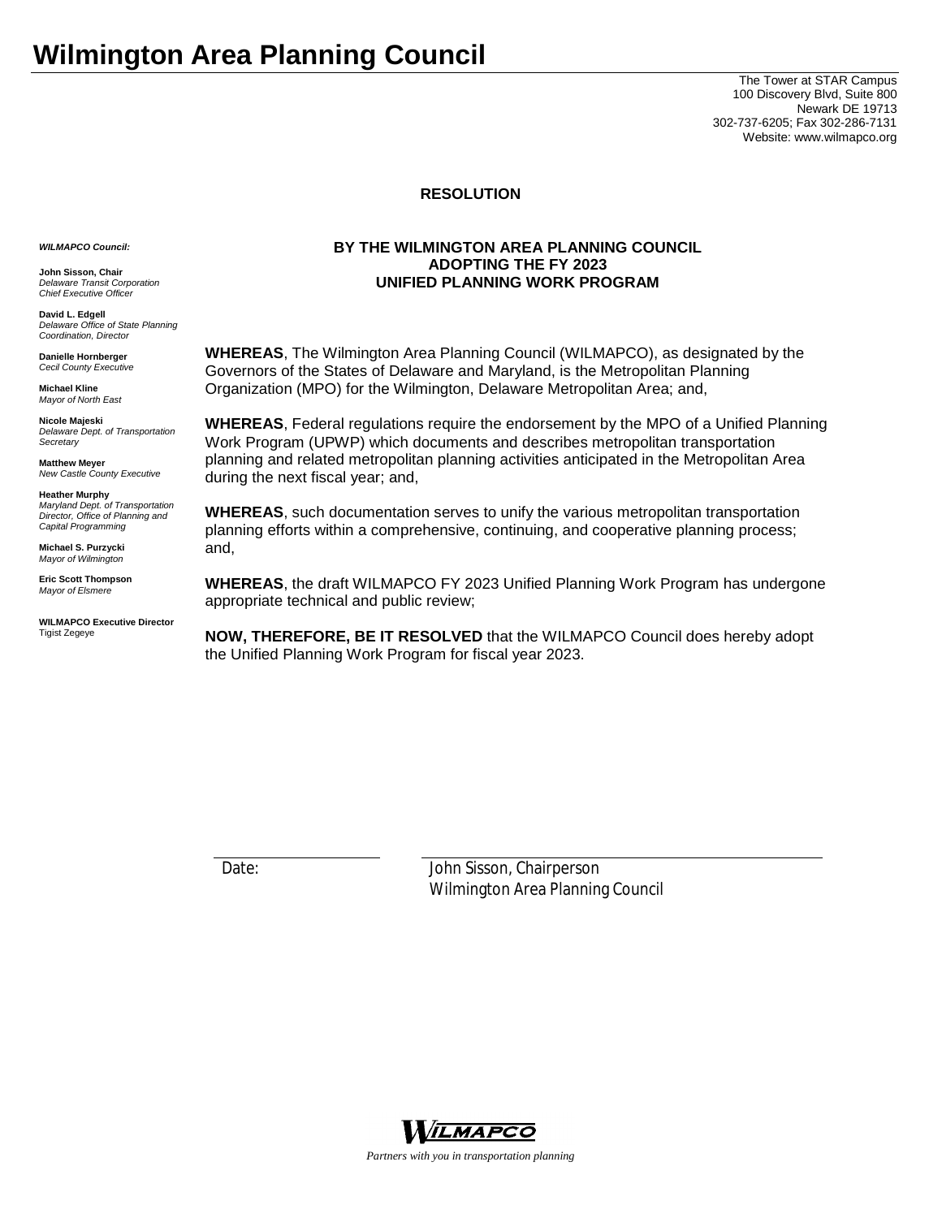# Wilmington Area Planning Council

The Tower at STAR Campus
100 Discovery Blvd, Suite 800
Newark DE 19713
302-737-6205; Fax 302-286-7131
Website: www.wilmapco.org

**RESOLUTION**

***WILMAPCO Council:***

**John Sisson, Chair**
*Delaware Transit Corporation Chief Executive Officer*

**David L. Edgell**
*Delaware Office of State Planning Coordination, Director*

**Danielle Hornberger**
*Cecil County Executive*

**Michael Kline**
*Mayor of North East*

**Nicole Majeski**
*Delaware Dept. of Transportation Secretary*

**Matthew Meyer**
*New Castle County Executive*

**Heather Murphy**
*Maryland Dept. of Transportation Director, Office of Planning and Capital Programming*

**Michael S. Purzycki**
*Mayor of Wilmington*

**Eric Scott Thompson**
*Mayor of Elsmere*

**WILMAPCO Executive Director**
Tigist Zegeye

**BY THE WILMINGTON AREA PLANNING COUNCIL ADOPTING THE FY 2023 UNIFIED PLANNING WORK PROGRAM**

**WHEREAS**, The Wilmington Area Planning Council (WILMAPCO), as designated by the Governors of the States of Delaware and Maryland, is the Metropolitan Planning Organization (MPO) for the Wilmington, Delaware Metropolitan Area; and,

**WHEREAS**, Federal regulations require the endorsement by the MPO of a Unified Planning Work Program (UPWP) which documents and describes metropolitan transportation planning and related metropolitan planning activities anticipated in the Metropolitan Area during the next fiscal year; and,

**WHEREAS**, such documentation serves to unify the various metropolitan transportation planning efforts within a comprehensive, continuing, and cooperative planning process; and,

**WHEREAS**, the draft WILMAPCO FY 2023 Unified Planning Work Program has undergone appropriate technical and public review;

**NOW, THEREFORE, BE IT RESOLVED** that the WILMAPCO Council does hereby adopt the Unified Planning Work Program for fiscal year 2023.

Date:

John Sisson, Chairperson
Wilmington Area Planning Council

WILMAPCO

*Partners with you in transportation planning*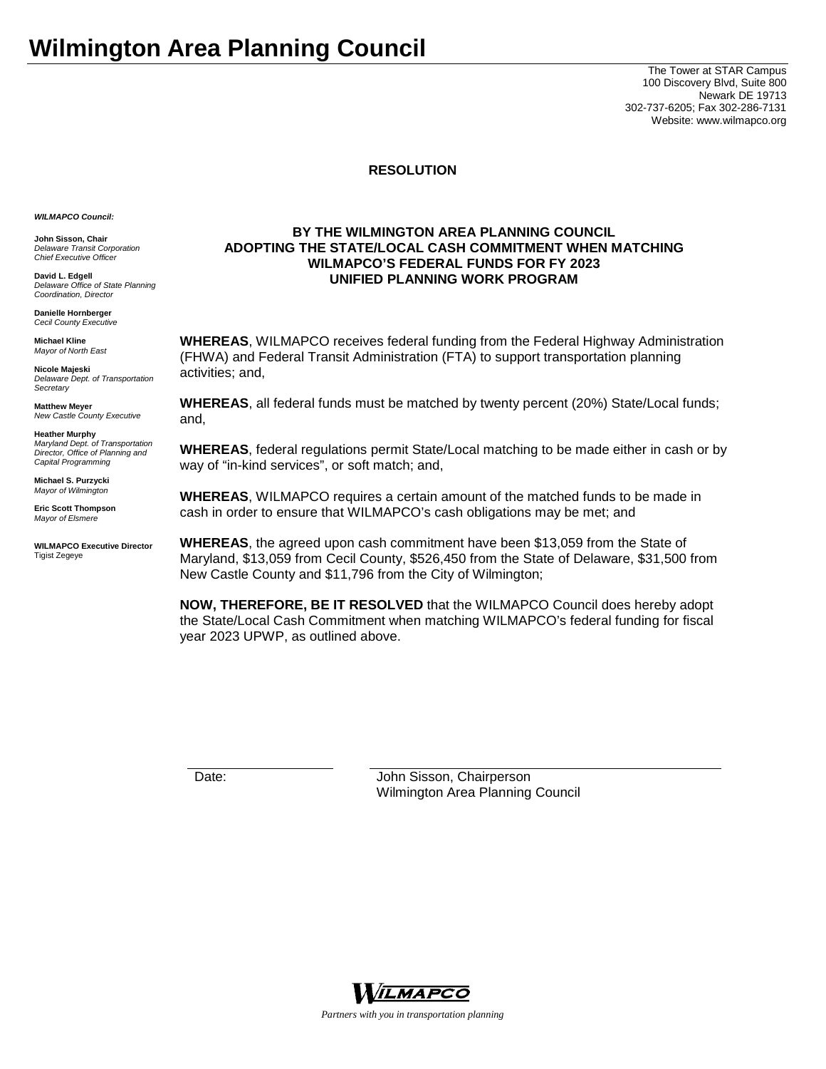# Wilmington Area Planning Council

The Tower at STAR Campus
100 Discovery Blvd, Suite 800
Newark DE 19713
302-737-6205; Fax 302-286-7131
Website: www.wilmapco.org

**RESOLUTION**

***WILMAPCO Council:***

**John Sisson, Chair**
*Delaware Transit Corporation Chief Executive Officer*

**David L. Edgell**
*Delaware Office of State Planning Coordination, Director*

**Danielle Hornberger**
*Cecil County Executive*

**Michael Kline**
*Mayor of North East*

**Nicole Majeski**
*Delaware Dept. of Transportation Secretary*

**Matthew Meyer**
*New Castle County Executive*

**Heather Murphy**
*Maryland Dept. of Transportation Director, Office of Planning and Capital Programming*

**Michael S. Purzycki**
*Mayor of Wilmington*

**Eric Scott Thompson**
*Mayor of Elsmere*

**WILMAPCO Executive Director**
Tigist Zegeye

**BY THE WILMINGTON AREA PLANNING COUNCIL ADOPTING THE STATE/LOCAL CASH COMMITMENT WHEN MATCHING WILMAPCO'S FEDERAL FUNDS FOR FY 2023 UNIFIED PLANNING WORK PROGRAM**

**WHEREAS**, WILMAPCO receives federal funding from the Federal Highway Administration (FHWA) and Federal Transit Administration (FTA) to support transportation planning activities; and,

**WHEREAS**, all federal funds must be matched by twenty percent (20%) State/Local funds; and,

**WHEREAS**, federal regulations permit State/Local matching to be made either in cash or by way of "in-kind services", or soft match; and,

**WHEREAS**, WILMAPCO requires a certain amount of the matched funds to be made in cash in order to ensure that WILMAPCO's cash obligations may be met; and

**WHEREAS**, the agreed upon cash commitment have been $13,059 from the State of Maryland, $13,059 from Cecil County, $526,450 from the State of Delaware, $31,500 from New Castle County and $11,796 from the City of Wilmington;

**NOW, THEREFORE, BE IT RESOLVED** that the WILMAPCO Council does hereby adopt the State/Local Cash Commitment when matching WILMAPCO's federal funding for fiscal year 2023 UPWP, as outlined above.

Date: ____________________

____________________________________
John Sisson, Chairperson
Wilmington Area Planning Council

WILMAPCO
*Partners with you in transportation planning*